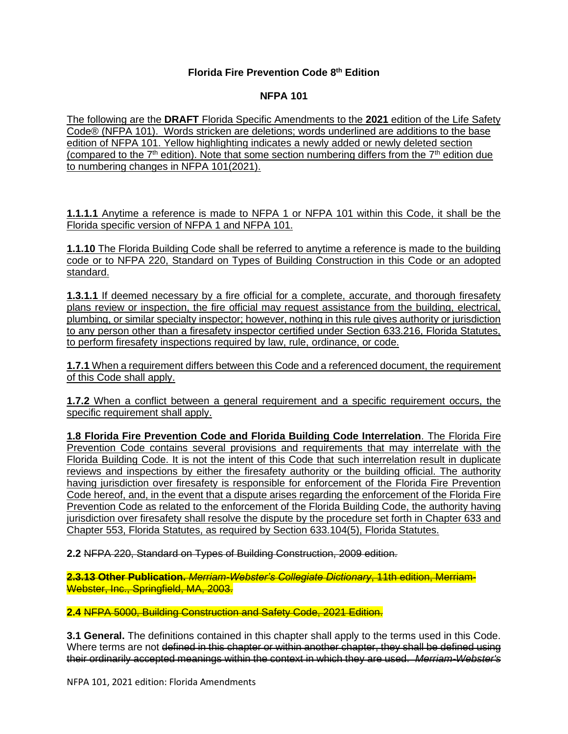**Florida Fire Prevention Code 8th Edition**

**NFPA 101**

<u>The following are the **DRAFT** Florida Specific Amendments to the **2021** edition of the Life Safety Code® (NFPA 101). Words stricken are deletions; words underlined are additions to the base edition of NFPA 101. Yellow highlighting indicates a newly added or newly deleted section (compared to the 7th edition). Note that some section numbering differs from the 7th edition due to numbering changes in NFPA 101(2021).</u>

<u>**1.1.1.1** Anytime a reference is made to NFPA 1 or NFPA 101 within this Code, it shall be the Florida specific version of NFPA 1 and NFPA 101.</u>

<u>**1.1.10** The Florida Building Code shall be referred to anytime a reference is made to the building code or to NFPA 220, Standard on Types of Building Construction in this Code or an adopted standard.</u>

<u>**1.3.1.1** If deemed necessary by a fire official for a complete, accurate, and thorough firesafety plans review or inspection, the fire official may request assistance from the building, electrical, plumbing, or similar specialty inspector; however, nothing in this rule gives authority or jurisdiction to any person other than a firesafety inspector certified under Section 633.216, Florida Statutes, to perform firesafety inspections required by law, rule, ordinance, or code.</u>

<u>**1.7.1** When a requirement differs between this Code and a referenced document, the requirement of this Code shall apply.</u>

<u>**1.7.2** When a conflict between a general requirement and a specific requirement occurs, the specific requirement shall apply.</u>

<u>**1.8 Florida Fire Prevention Code and Florida Building Code Interrelation**. The Florida Fire Prevention Code contains several provisions and requirements that may interrelate with the Florida Building Code. It is not the intent of this Code that such interrelation result in duplicate reviews and inspections by either the firesafety authority or the building official. The authority having jurisdiction over firesafety is responsible for enforcement of the Florida Fire Prevention Code hereof, and, in the event that a dispute arises regarding the enforcement of the Florida Fire Prevention Code as related to the enforcement of the Florida Building Code, the authority having jurisdiction over firesafety shall resolve the dispute by the procedure set forth in Chapter 633 and Chapter 553, Florida Statutes, as required by Section 633.104(5), Florida Statutes.</u>

**2.2** ~~NFPA 220, Standard on Types of Building Construction, 2009 edition.~~

~~**2.3.13 Other Publication.** *Merriam-Webster's Collegiate Dictionary*, 11th edition, Merriam-Webster, Inc., Springfield, MA, 2003.~~

**2.4** ~~NFPA 5000, Building Construction and Safety Code, 2021 Edition.~~

**3.1 General.** The definitions contained in this chapter shall apply to the terms used in this Code. Where terms are not ~~defined in this chapter or within another chapter, they shall be defined using their ordinarily accepted meanings within the context in which they are used. *Merriam-Webster's*~~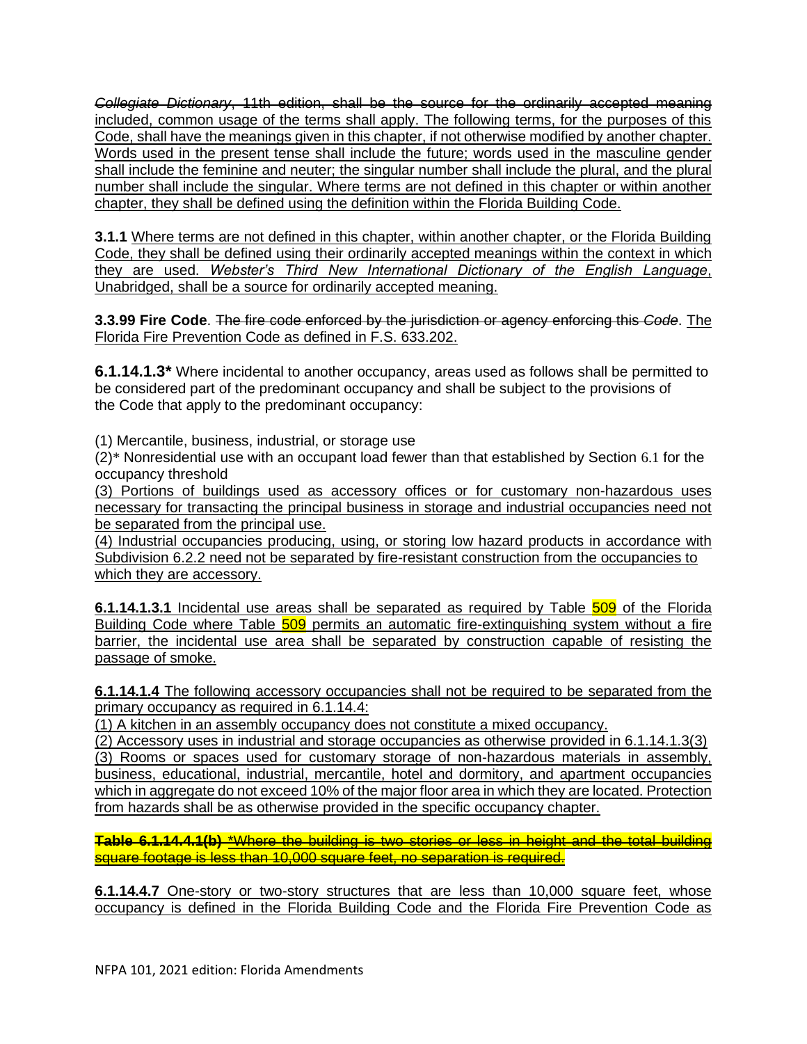~~*Collegiate Dictionary*, 11th edition, shall be the source for the ordinarily accepted meaning~~ included, common usage of the terms shall apply. The following terms, for the purposes of this Code, shall have the meanings given in this chapter, if not otherwise modified by another chapter. Words used in the present tense shall include the future; words used in the masculine gender shall include the feminine and neuter; the singular number shall include the plural, and the plural number shall include the singular. Where terms are not defined in this chapter or within another chapter, they shall be defined using the definition within the Florida Building Code.

**3.1.1** Where terms are not defined in this chapter, within another chapter, or the Florida Building Code, they shall be defined using their ordinarily accepted meanings within the context in which they are used. *Webster's Third New International Dictionary of the English Language*, Unabridged, shall be a source for ordinarily accepted meaning.

**3.3.99 Fire Code**. ~~The fire code enforced by the jurisdiction or agency enforcing this *Code*.~~ The Florida Fire Prevention Code as defined in F.S. 633.202.

**6.1.14.1.3*** Where incidental to another occupancy, areas used as follows shall be permitted to be considered part of the predominant occupancy and shall be subject to the provisions of the Code that apply to the predominant occupancy:

(1) Mercantile, business, industrial, or storage use
(2)* Nonresidential use with an occupant load fewer than that established by Section 6.1 for the occupancy threshold
(3) Portions of buildings used as accessory offices or for customary non-hazardous uses necessary for transacting the principal business in storage and industrial occupancies need not be separated from the principal use.
(4) Industrial occupancies producing, using, or storing low hazard products in accordance with Subdivision 6.2.2 need not be separated by fire-resistant construction from the occupancies to which they are accessory.

**6.1.14.1.3.1** Incidental use areas shall be separated as required by Table 509 of the Florida Building Code where Table 509 permits an automatic fire-extinguishing system without a fire barrier, the incidental use area shall be separated by construction capable of resisting the passage of smoke.

**6.1.14.1.4** The following accessory occupancies shall not be required to be separated from the primary occupancy as required in 6.1.14.4:
(1) A kitchen in an assembly occupancy does not constitute a mixed occupancy.
(2) Accessory uses in industrial and storage occupancies as otherwise provided in 6.1.14.1.3(3)
(3) Rooms or spaces used for customary storage of non-hazardous materials in assembly, business, educational, industrial, mercantile, hotel and dormitory, and apartment occupancies which in aggregate do not exceed 10% of the major floor area in which they are located. Protection from hazards shall be as otherwise provided in the specific occupancy chapter.

~~**Table 6.1.14.4.1(b)** *Where the building is two stories or less in height and the total building square footage is less than 10,000 square feet, no separation is required.~~

**6.1.14.4.7** One-story or two-story structures that are less than 10,000 square feet, whose occupancy is defined in the Florida Building Code and the Florida Fire Prevention Code as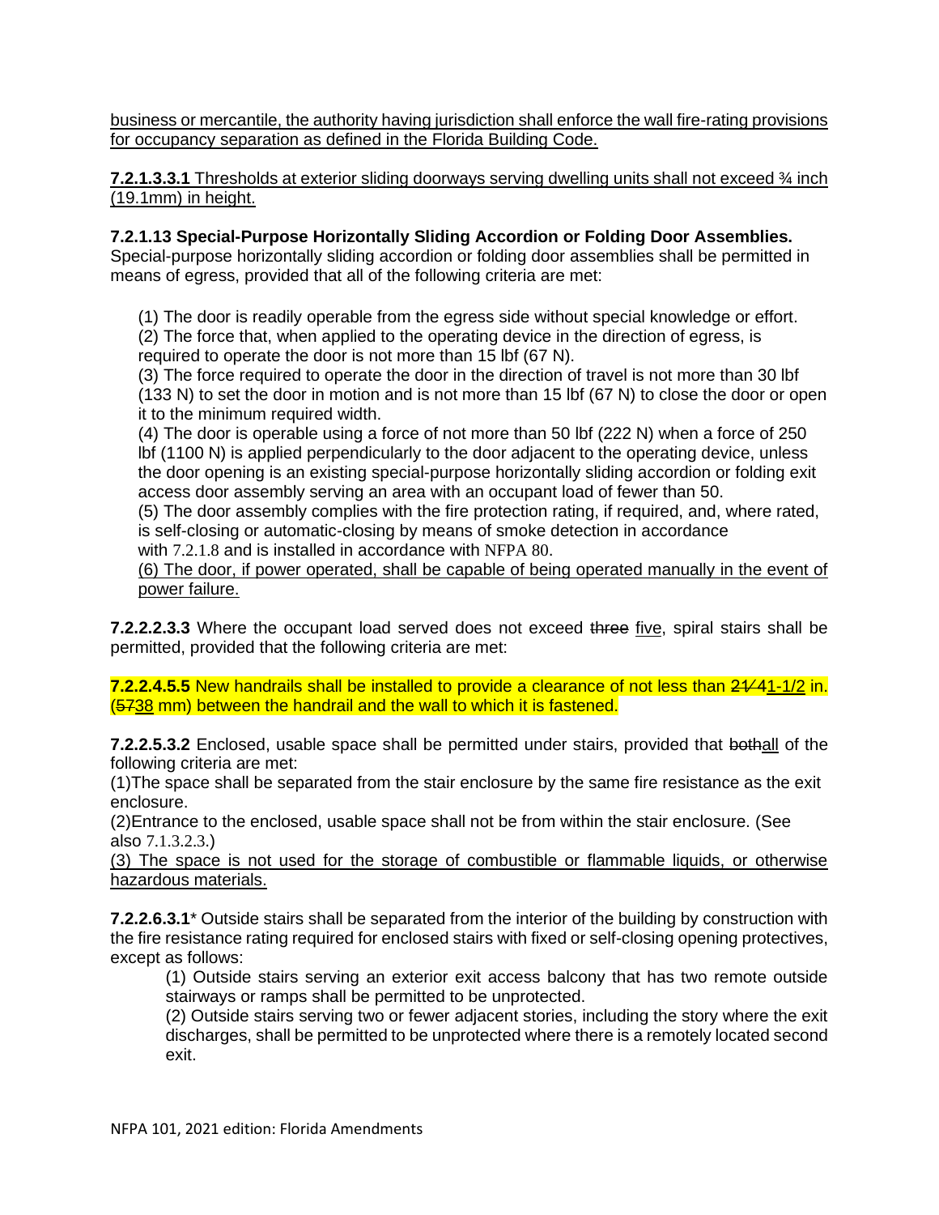business or mercantile, the authority having jurisdiction shall enforce the wall fire-rating provisions for occupancy separation as defined in the Florida Building Code.

**7.2.1.3.3.1** Thresholds at exterior sliding doorways serving dwelling units shall not exceed ¾ inch (19.1mm) in height.

**7.2.1.13 Special-Purpose Horizontally Sliding Accordion or Folding Door Assemblies.** Special-purpose horizontally sliding accordion or folding door assemblies shall be permitted in means of egress, provided that all of the following criteria are met:

(1) The door is readily operable from the egress side without special knowledge or effort.
(2) The force that, when applied to the operating device in the direction of egress, is required to operate the door is not more than 15 lbf (67 N).
(3) The force required to operate the door in the direction of travel is not more than 30 lbf (133 N) to set the door in motion and is not more than 15 lbf (67 N) to close the door or open it to the minimum required width.
(4) The door is operable using a force of not more than 50 lbf (222 N) when a force of 250 lbf (1100 N) is applied perpendicularly to the door adjacent to the operating device, unless the door opening is an existing special-purpose horizontally sliding accordion or folding exit access door assembly serving an area with an occupant load of fewer than 50.
(5) The door assembly complies with the fire protection rating, if required, and, where rated, is self-closing or automatic-closing by means of smoke detection in accordance with 7.2.1.8 and is installed in accordance with NFPA 80.
(6) The door, if power operated, shall be capable of being operated manually in the event of power failure.

**7.2.2.2.3.3** Where the occupant load served does not exceed ~~three~~ five, spiral stairs shall be permitted, provided that the following criteria are met:

**7.2.2.4.5.5** New handrails shall be installed to provide a clearance of not less than ~~2¼~~1-1/2 in. (~~57~~38 mm) between the handrail and the wall to which it is fastened.

**7.2.2.5.3.2** Enclosed, usable space shall be permitted under stairs, provided that ~~both~~all of the following criteria are met:
(1)The space shall be separated from the stair enclosure by the same fire resistance as the exit enclosure.
(2)Entrance to the enclosed, usable space shall not be from within the stair enclosure. (See also 7.1.3.2.3.)
(3) The space is not used for the storage of combustible or flammable liquids, or otherwise hazardous materials.

**7.2.2.6.3.1*** Outside stairs shall be separated from the interior of the building by construction with the fire resistance rating required for enclosed stairs with fixed or self-closing opening protectives, except as follows:

(1) Outside stairs serving an exterior exit access balcony that has two remote outside stairways or ramps shall be permitted to be unprotected.
(2) Outside stairs serving two or fewer adjacent stories, including the story where the exit discharges, shall be permitted to be unprotected where there is a remotely located second exit.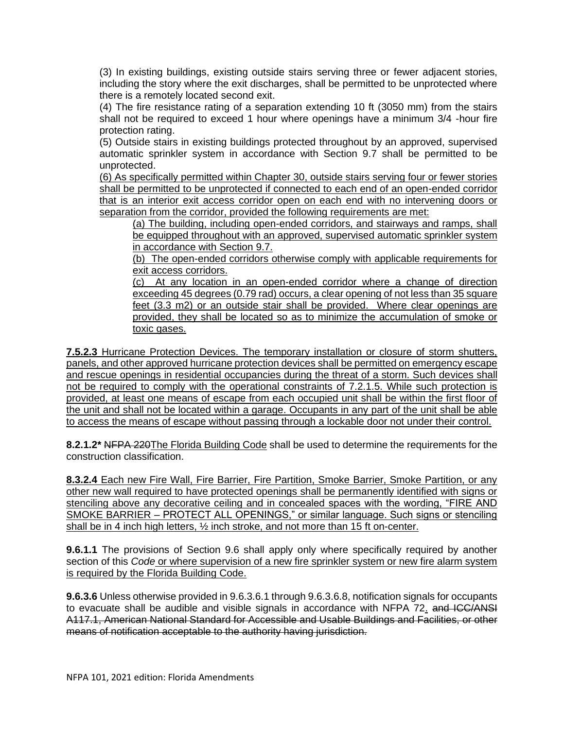(3) In existing buildings, existing outside stairs serving three or fewer adjacent stories, including the story where the exit discharges, shall be permitted to be unprotected where there is a remotely located second exit.

(4) The fire resistance rating of a separation extending 10 ft (3050 mm) from the stairs shall not be required to exceed 1 hour where openings have a minimum 3/4 -hour fire protection rating.

(5) Outside stairs in existing buildings protected throughout by an approved, supervised automatic sprinkler system in accordance with Section 9.7 shall be permitted to be unprotected.

<u>(6) As specifically permitted within Chapter 30, outside stairs serving four or fewer stories shall be permitted to be unprotected if connected to each end of an open-ended corridor that is an interior exit access corridor open on each end with no intervening doors or separation from the corridor, provided the following requirements are met:</u>

> <u>(a) The building, including open-ended corridors, and stairways and ramps, shall be equipped throughout with an approved, supervised automatic sprinkler system in accordance with Section 9.7.</u>
>
> <u>(b) The open-ended corridors otherwise comply with applicable requirements for exit access corridors.</u>
>
> <u>(c) At any location in an open-ended corridor where a change of direction exceeding 45 degrees (0.79 rad) occurs, a clear opening of not less than 35 square feet (3.3 m2) or an outside stair shall be provided. Where clear openings are provided, they shall be located so as to minimize the accumulation of smoke or toxic gases.</u>

<u>**7.5.2.3** Hurricane Protection Devices. The temporary installation or closure of storm shutters, panels, and other approved hurricane protection devices shall be permitted on emergency escape and rescue openings in residential occupancies during the threat of a storm. Such devices shall not be required to comply with the operational constraints of 7.2.1.5. While such protection is provided, at least one means of escape from each occupied unit shall be within the first floor of the unit and shall not be located within a garage. Occupants in any part of the unit shall be able to access the means of escape without passing through a lockable door not under their control.</u>

**8.2.1.2*** ~~NFPA 220~~<u>The Florida Building Code</u> shall be used to determine the requirements for the construction classification.

<u>**8.3.2.4** Each new Fire Wall, Fire Barrier, Fire Partition, Smoke Barrier, Smoke Partition, or any other new wall required to have protected openings shall be permanently identified with signs or stenciling above any decorative ceiling and in concealed spaces with the wording, "FIRE AND SMOKE BARRIER – PROTECT ALL OPENINGS," or similar language. Such signs or stenciling shall be in 4 inch high letters, ½ inch stroke, and not more than 15 ft on-center.</u>

**9.6.1.1** The provisions of Section 9.6 shall apply only where specifically required by another section of this *Code* <u>or where supervision of a new fire sprinkler system or new fire alarm system is required by the Florida Building Code.</u>

**9.6.3.6** Unless otherwise provided in 9.6.3.6.1 through 9.6.3.6.8, notification signals for occupants to evacuate shall be audible and visible signals in accordance with NFPA 72<u>.</u> ~~and ICC/ANSI A117.1, American National Standard for Accessible and Usable Buildings and Facilities, or other means of notification acceptable to the authority having jurisdiction.~~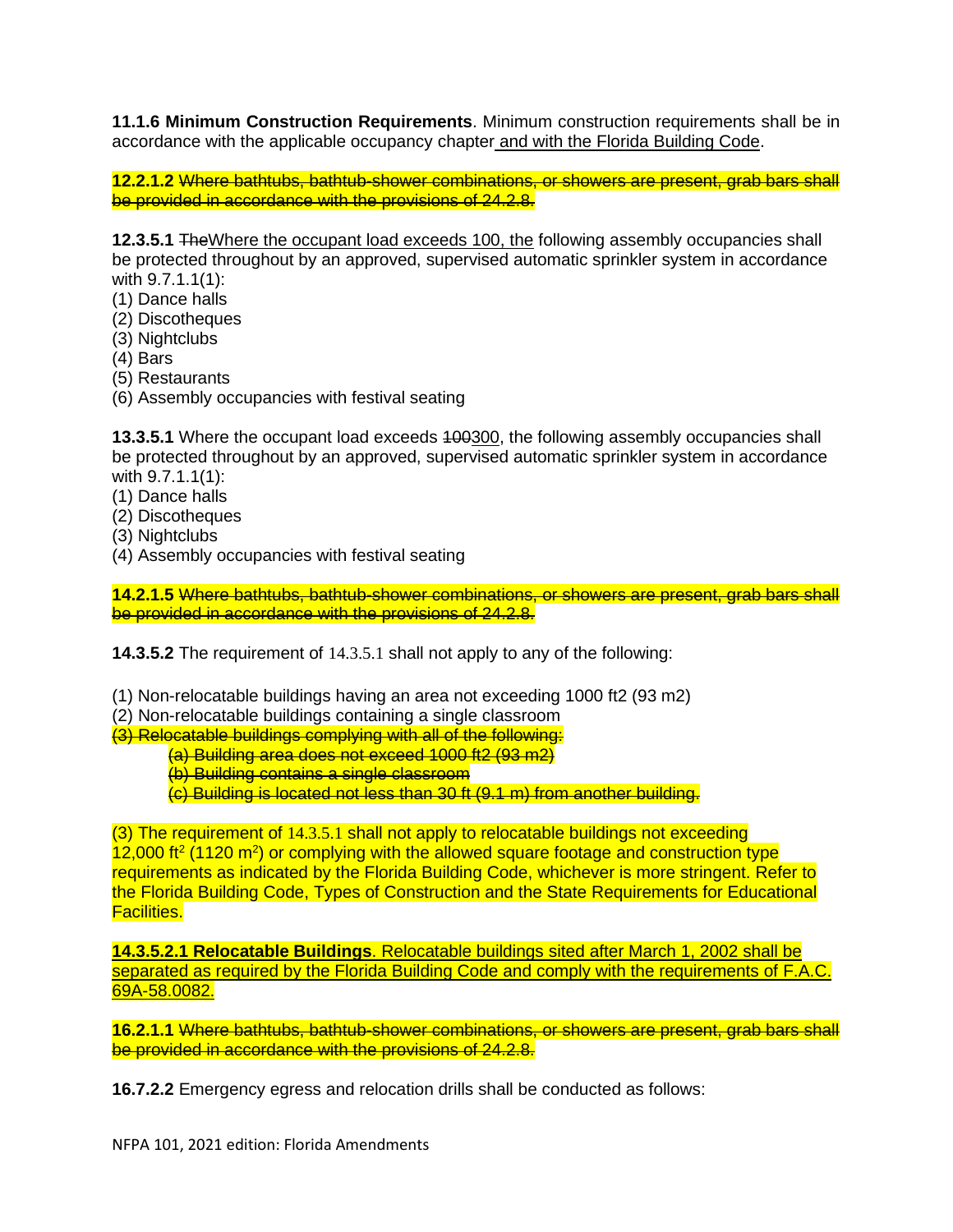**11.1.6 Minimum Construction Requirements**. Minimum construction requirements shall be in accordance with the applicable occupancy chapter <u>and with the Florida Building Code</u>.

**12.2.1.2** ~~Where bathtubs, bathtub-shower combinations, or showers are present, grab bars shall be provided in accordance with the provisions of 24.2.8.~~

**12.3.5.1** ~~The~~<u>Where the occupant load exceeds 100, the</u> following assembly occupancies shall be protected throughout by an approved, supervised automatic sprinkler system in accordance with 9.7.1.1(1):
(1) Dance halls
(2) Discotheques
(3) Nightclubs
(4) Bars
(5) Restaurants
(6) Assembly occupancies with festival seating

**13.3.5.1** Where the occupant load exceeds ~~100~~<u>300</u>, the following assembly occupancies shall be protected throughout by an approved, supervised automatic sprinkler system in accordance with 9.7.1.1(1):
(1) Dance halls
(2) Discotheques
(3) Nightclubs
(4) Assembly occupancies with festival seating

**14.2.1.5** ~~Where bathtubs, bathtub-shower combinations, or showers are present, grab bars shall be provided in accordance with the provisions of 24.2.8.~~

**14.3.5.2** The requirement of 14.3.5.1 shall not apply to any of the following:

(1) Non-relocatable buildings having an area not exceeding 1000 ft2 (93 m2)
(2) Non-relocatable buildings containing a single classroom
~~(3) Relocatable buildings complying with all of the following:~~
- ~~(a) Building area does not exceed 1000 ft2 (93 m2)~~
- ~~(b) Building contains a single classroom~~
- ~~(c) Building is located not less than 30 ft (9.1 m) from another building.~~

(3) The requirement of 14.3.5.1 shall not apply to relocatable buildings not exceeding 12,000 ft$^2$ (1120 m$^2$) or complying with the allowed square footage and construction type requirements as indicated by the Florida Building Code, whichever is more stringent. Refer to the Florida Building Code, Types of Construction and the State Requirements for Educational Facilities.

<u>**14.3.5.2.1 Relocatable Buildings**. Relocatable buildings sited after March 1, 2002 shall be separated as required by the Florida Building Code and comply with the requirements of F.A.C. 69A-58.0082.</u>

**16.2.1.1** ~~Where bathtubs, bathtub-shower combinations, or showers are present, grab bars shall be provided in accordance with the provisions of 24.2.8.~~

**16.7.2.2** Emergency egress and relocation drills shall be conducted as follows: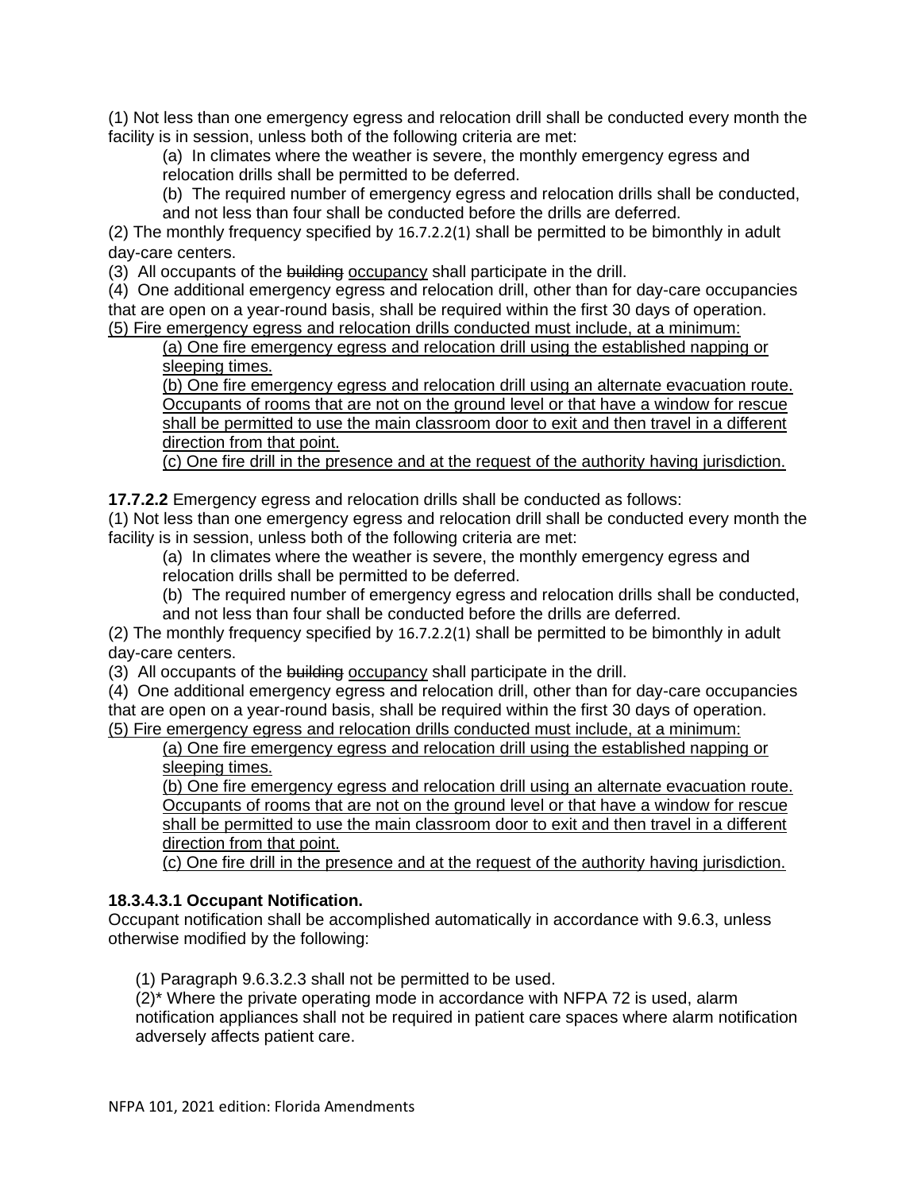(1) Not less than one emergency egress and relocation drill shall be conducted every month the facility is in session, unless both of the following criteria are met:

(a) In climates where the weather is severe, the monthly emergency egress and relocation drills shall be permitted to be deferred.

(b) The required number of emergency egress and relocation drills shall be conducted, and not less than four shall be conducted before the drills are deferred.

(2) The monthly frequency specified by 16.7.2.2(1) shall be permitted to be bimonthly in adult day-care centers.

(3) All occupants of the ~~building~~ <u>occupancy</u> shall participate in the drill.

(4) One additional emergency egress and relocation drill, other than for day-care occupancies that are open on a year-round basis, shall be required within the first 30 days of operation.

<u>(5) Fire emergency egress and relocation drills conducted must include, at a minimum:</u>

<u>(a) One fire emergency egress and relocation drill using the established napping or sleeping times.</u>

<u>(b) One fire emergency egress and relocation drill using an alternate evacuation route. Occupants of rooms that are not on the ground level or that have a window for rescue shall be permitted to use the main classroom door to exit and then travel in a different direction from that point.</u>

<u>(c) One fire drill in the presence and at the request of the authority having jurisdiction.</u>

**17.7.2.2** Emergency egress and relocation drills shall be conducted as follows:

(1) Not less than one emergency egress and relocation drill shall be conducted every month the facility is in session, unless both of the following criteria are met:

(a) In climates where the weather is severe, the monthly emergency egress and relocation drills shall be permitted to be deferred.

(b) The required number of emergency egress and relocation drills shall be conducted, and not less than four shall be conducted before the drills are deferred.

(2) The monthly frequency specified by 16.7.2.2(1) shall be permitted to be bimonthly in adult day-care centers.

(3) All occupants of the ~~building~~ <u>occupancy</u> shall participate in the drill.

(4) One additional emergency egress and relocation drill, other than for day-care occupancies that are open on a year-round basis, shall be required within the first 30 days of operation.

<u>(5) Fire emergency egress and relocation drills conducted must include, at a minimum:</u>

<u>(a) One fire emergency egress and relocation drill using the established napping or sleeping times.</u>

<u>(b) One fire emergency egress and relocation drill using an alternate evacuation route. Occupants of rooms that are not on the ground level or that have a window for rescue shall be permitted to use the main classroom door to exit and then travel in a different direction from that point.</u>

<u>(c) One fire drill in the presence and at the request of the authority having jurisdiction.</u>

**18.3.4.3.1 Occupant Notification.**

Occupant notification shall be accomplished automatically in accordance with 9.6.3, unless otherwise modified by the following:

(1) Paragraph 9.6.3.2.3 shall not be permitted to be used.

(2)* Where the private operating mode in accordance with NFPA 72 is used, alarm notification appliances shall not be required in patient care spaces where alarm notification adversely affects patient care.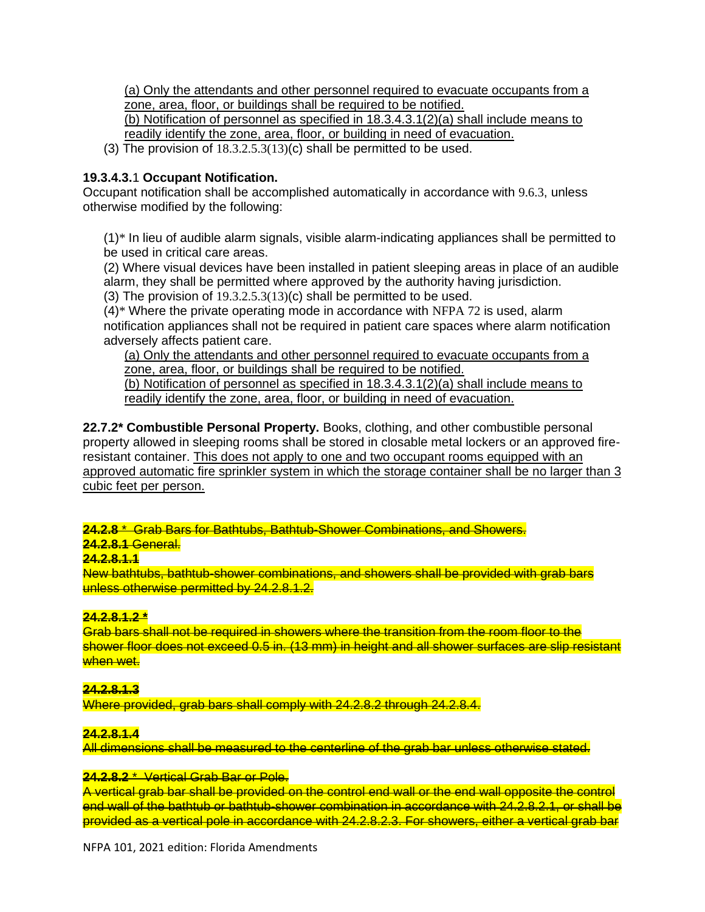(a) Only the attendants and other personnel required to evacuate occupants from a zone, area, floor, or buildings shall be required to be notified.
(b) Notification of personnel as specified in 18.3.4.3.1(2)(a) shall include means to readily identify the zone, area, floor, or building in need of evacuation.

(3) The provision of 18.3.2.5.3(13)(c) shall be permitted to be used.

**19.3.4.3.1 Occupant Notification.**
Occupant notification shall be accomplished automatically in accordance with 9.6.3, unless otherwise modified by the following:

(1)* In lieu of audible alarm signals, visible alarm-indicating appliances shall be permitted to be used in critical care areas.
(2) Where visual devices have been installed in patient sleeping areas in place of an audible alarm, they shall be permitted where approved by the authority having jurisdiction.
(3) The provision of 19.3.2.5.3(13)(c) shall be permitted to be used.
(4)* Where the private operating mode in accordance with NFPA 72 is used, alarm notification appliances shall not be required in patient care spaces where alarm notification adversely affects patient care.

(a) Only the attendants and other personnel required to evacuate occupants from a zone, area, floor, or buildings shall be required to be notified.
(b) Notification of personnel as specified in 18.3.4.3.1(2)(a) shall include means to readily identify the zone, area, floor, or building in need of evacuation.

**22.7.2* Combustible Personal Property.** Books, clothing, and other combustible personal property allowed in sleeping rooms shall be stored in closable metal lockers or an approved fire-resistant container. This does not apply to one and two occupant rooms equipped with an approved automatic fire sprinkler system in which the storage container shall be no larger than 3 cubic feet per person.

~~**24.2.8** * Grab Bars for Bathtubs, Bathtub-Shower Combinations, and Showers.~~

~~**24.2.8.1** General.~~

~~**24.2.8.1.1**~~

~~New bathtubs, bathtub-shower combinations, and showers shall be provided with grab bars unless otherwise permitted by 24.2.8.1.2.~~

~~**24.2.8.1.2 ***~~

~~Grab bars shall not be required in showers where the transition from the room floor to the shower floor does not exceed 0.5 in. (13 mm) in height and all shower surfaces are slip resistant when wet.~~

~~**24.2.8.1.3**~~

~~Where provided, grab bars shall comply with 24.2.8.2 through 24.2.8.4.~~

~~**24.2.8.1.4**~~

~~All dimensions shall be measured to the centerline of the grab bar unless otherwise stated.~~

~~**24.2.8.2** * Vertical Grab Bar or Pole.~~

~~A vertical grab bar shall be provided on the control end wall or the end wall opposite the control end wall of the bathtub or bathtub-shower combination in accordance with 24.2.8.2.1, or shall be provided as a vertical pole in accordance with 24.2.8.2.3. For showers, either a vertical grab bar~~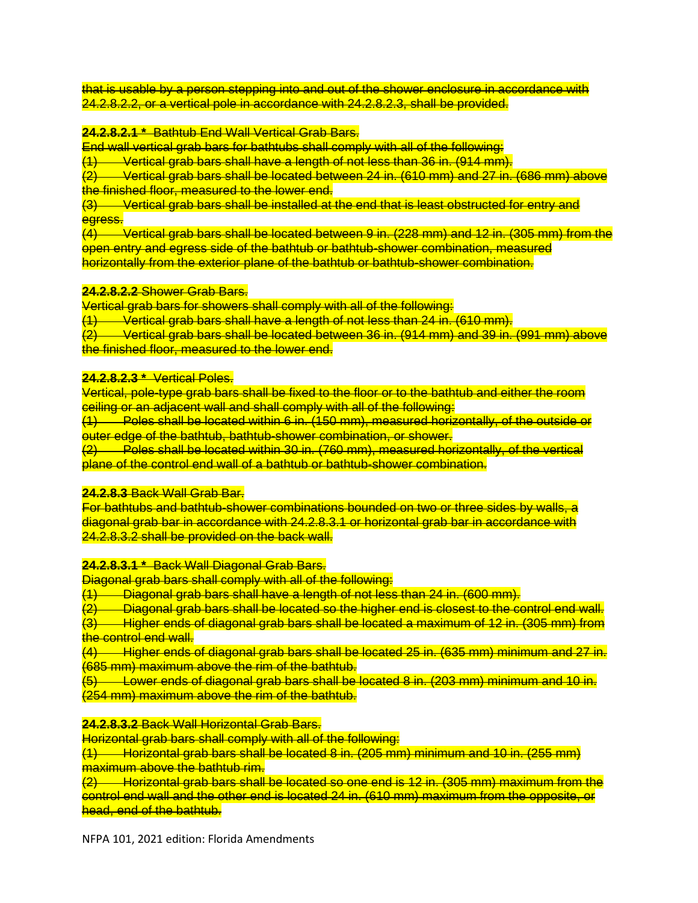~~that is usable by a person stepping into and out of the shower enclosure in accordance with 24.2.8.2.2, or a vertical pole in accordance with 24.2.8.2.3, shall be provided.~~

~~**24.2.8.2.1 *** Bathtub End Wall Vertical Grab Bars.~~

~~End wall vertical grab bars for bathtubs shall comply with all of the following:~~

~~(1) Vertical grab bars shall have a length of not less than 36 in. (914 mm).~~

~~(2) Vertical grab bars shall be located between 24 in. (610 mm) and 27 in. (686 mm) above the finished floor, measured to the lower end.~~

~~(3) Vertical grab bars shall be installed at the end that is least obstructed for entry and egress.~~

~~(4) Vertical grab bars shall be located between 9 in. (228 mm) and 12 in. (305 mm) from the open entry and egress side of the bathtub or bathtub-shower combination, measured horizontally from the exterior plane of the bathtub or bathtub-shower combination.~~

~~**24.2.8.2.2** Shower Grab Bars.~~

~~Vertical grab bars for showers shall comply with all of the following:~~

~~(1) Vertical grab bars shall have a length of not less than 24 in. (610 mm).~~

~~(2) Vertical grab bars shall be located between 36 in. (914 mm) and 39 in. (991 mm) above the finished floor, measured to the lower end.~~

~~**24.2.8.2.3 *** Vertical Poles.~~

~~Vertical, pole-type grab bars shall be fixed to the floor or to the bathtub and either the room ceiling or an adjacent wall and shall comply with all of the following:~~

~~(1) Poles shall be located within 6 in. (150 mm), measured horizontally, of the outside or outer edge of the bathtub, bathtub-shower combination, or shower.~~

~~(2) Poles shall be located within 30 in. (760 mm), measured horizontally, of the vertical plane of the control end wall of a bathtub or bathtub-shower combination.~~

~~**24.2.8.3** Back Wall Grab Bar.~~

~~For bathtubs and bathtub-shower combinations bounded on two or three sides by walls, a diagonal grab bar in accordance with 24.2.8.3.1 or horizontal grab bar in accordance with 24.2.8.3.2 shall be provided on the back wall.~~

~~**24.2.8.3.1 *** Back Wall Diagonal Grab Bars.~~

~~Diagonal grab bars shall comply with all of the following:~~

~~(1) Diagonal grab bars shall have a length of not less than 24 in. (600 mm).~~

~~(2) Diagonal grab bars shall be located so the higher end is closest to the control end wall.~~

~~(3) Higher ends of diagonal grab bars shall be located a maximum of 12 in. (305 mm) from the control end wall.~~

~~(4) Higher ends of diagonal grab bars shall be located 25 in. (635 mm) minimum and 27 in. (685 mm) maximum above the rim of the bathtub.~~

~~(5) Lower ends of diagonal grab bars shall be located 8 in. (203 mm) minimum and 10 in. (254 mm) maximum above the rim of the bathtub.~~

~~**24.2.8.3.2** Back Wall Horizontal Grab Bars.~~

~~Horizontal grab bars shall comply with all of the following:~~

~~(1) Horizontal grab bars shall be located 8 in. (205 mm) minimum and 10 in. (255 mm) maximum above the bathtub rim.~~

~~(2) Horizontal grab bars shall be located so one end is 12 in. (305 mm) maximum from the control end wall and the other end is located 24 in. (610 mm) maximum from the opposite, or head, end of the bathtub.~~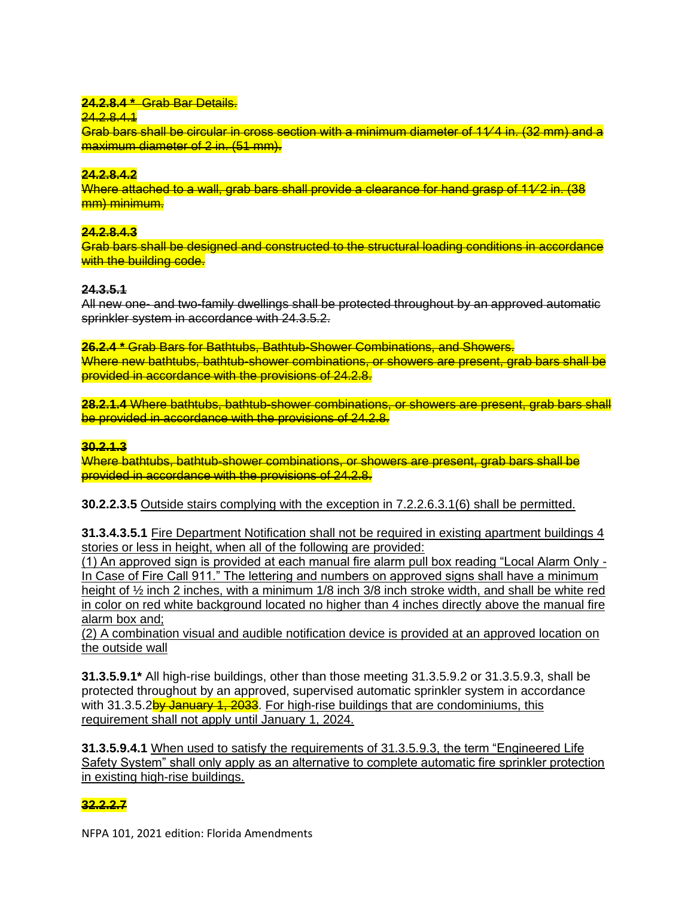~~**24.2.8.4 *** Grab Bar Details.~~

~~24.2.8.4.1~~

~~Grab bars shall be circular in cross section with a minimum diameter of 11⁄4 in. (32 mm) and a maximum diameter of 2 in. (51 mm).~~

~~**24.2.8.4.2**~~

~~Where attached to a wall, grab bars shall provide a clearance for hand grasp of 11⁄2 in. (38 mm) minimum.~~

~~**24.2.8.4.3**~~

~~Grab bars shall be designed and constructed to the structural loading conditions in accordance with the building code.~~

~~**24.3.5.1**~~

~~All new one- and two-family dwellings shall be protected throughout by an approved automatic sprinkler system in accordance with 24.3.5.2.~~

~~**26.2.4 *** Grab Bars for Bathtubs, Bathtub-Shower Combinations, and Showers.~~

~~Where new bathtubs, bathtub-shower combinations, or showers are present, grab bars shall be provided in accordance with the provisions of 24.2.8.~~

~~**28.2.1.4** Where bathtubs, bathtub-shower combinations, or showers are present, grab bars shall be provided in accordance with the provisions of 24.2.8.~~

~~**30.2.1.3**~~

~~Where bathtubs, bathtub-shower combinations, or showers are present, grab bars shall be provided in accordance with the provisions of 24.2.8.~~

**30.2.2.3.5** <u>Outside stairs complying with the exception in 7.2.2.6.3.1(6) shall be permitted.</u>

**31.3.4.3.5.1** <u>Fire Department Notification shall not be required in existing apartment buildings 4 stories or less in height, when all of the following are provided:</u>

<u>(1) An approved sign is provided at each manual fire alarm pull box reading "Local Alarm Only - In Case of Fire Call 911." The lettering and numbers on approved signs shall have a minimum height of ~~½ inch~~ 2 inches, with a minimum ~~1/8 inch~~ 3/8 inch stroke width, and shall be ~~white~~ red in color on ~~red~~ white background located no higher than 4 inches directly above the manual fire alarm box and;</u>

<u>(2) A combination visual and audible notification device is provided at an approved location on the outside wall</u>

**31.3.5.9.1*** All high-rise buildings, other than those meeting 31.3.5.9.2 or 31.3.5.9.3, shall be protected throughout by an approved, supervised automatic sprinkler system in accordance with 31.3.5.2~~by January 1, 2033~~. <u>For high-rise buildings that are condominiums, this requirement shall not apply until January 1, 2024.</u>

**31.3.5.9.4.1** <u>When used to satisfy the requirements of 31.3.5.9.3, the term "Engineered Life Safety System" shall only apply as an alternative to complete automatic fire sprinkler protection in existing high-rise buildings.</u>

~~**32.2.2.7**~~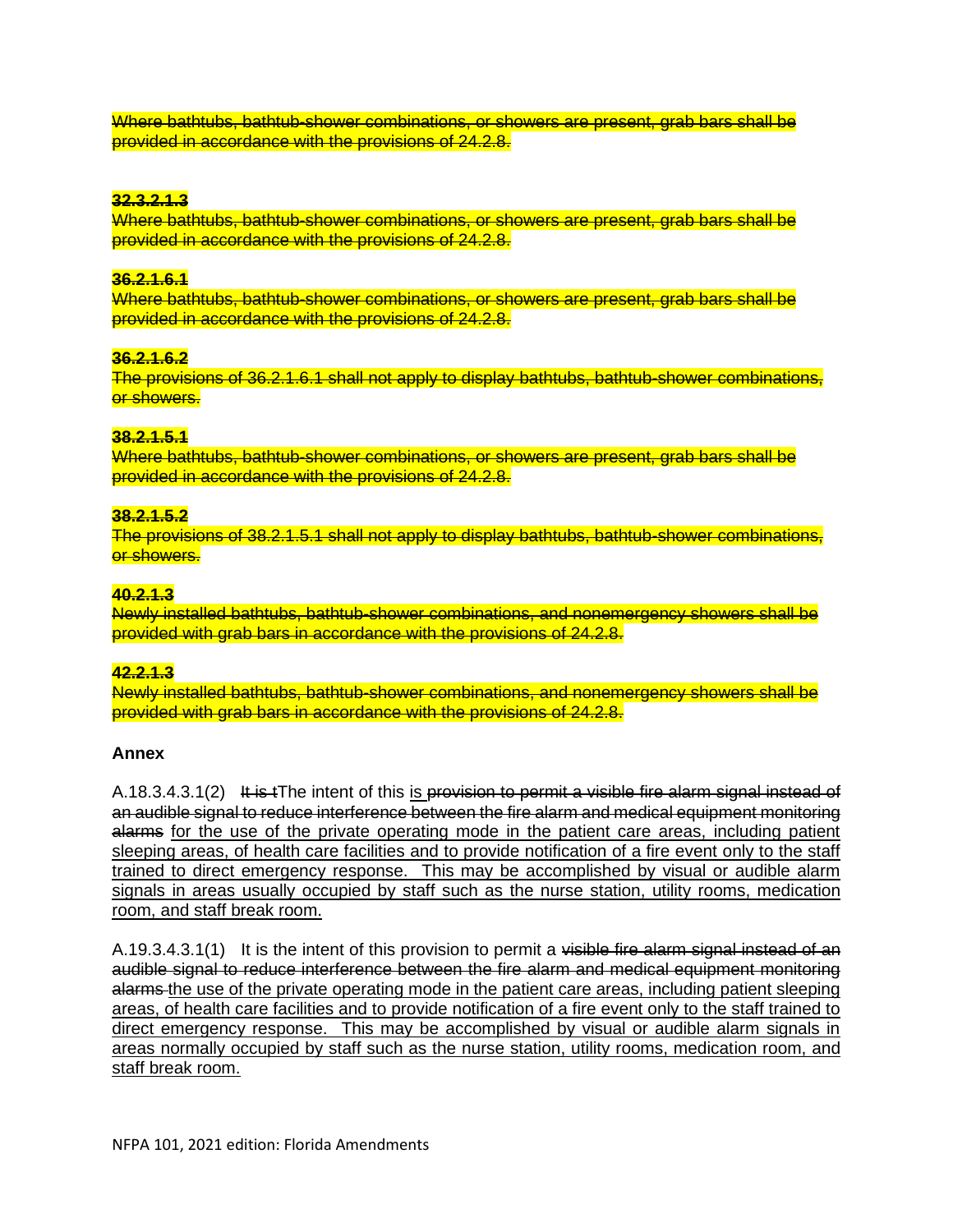~~Where bathtubs, bathtub-shower combinations, or showers are present, grab bars shall be provided in accordance with the provisions of 24.2.8.~~

**~~32.3.2.1.3~~**
~~Where bathtubs, bathtub-shower combinations, or showers are present, grab bars shall be provided in accordance with the provisions of 24.2.8.~~

**~~36.2.1.6.1~~**
~~Where bathtubs, bathtub-shower combinations, or showers are present, grab bars shall be provided in accordance with the provisions of 24.2.8.~~

**~~36.2.1.6.2~~**
~~The provisions of 36.2.1.6.1 shall not apply to display bathtubs, bathtub-shower combinations, or showers.~~

**~~38.2.1.5.1~~**
~~Where bathtubs, bathtub-shower combinations, or showers are present, grab bars shall be provided in accordance with the provisions of 24.2.8.~~

**~~38.2.1.5.2~~**
~~The provisions of 38.2.1.5.1 shall not apply to display bathtubs, bathtub-shower combinations, or showers.~~

**~~40.2.1.3~~**
~~Newly installed bathtubs, bathtub-shower combinations, and nonemergency showers shall be provided with grab bars in accordance with the provisions of 24.2.8.~~

**~~42.2.1.3~~**
~~Newly installed bathtubs, bathtub-shower combinations, and nonemergency showers shall be provided with grab bars in accordance with the provisions of 24.2.8.~~

**Annex**

A.18.3.4.3.1(2) ~~It is t~~The intent of this <u>is</u> ~~provision to permit a visible fire alarm signal instead of an audible signal to reduce interference between the fire alarm and medical equipment monitoring alarms~~ <u>for the use of the private operating mode in the patient care areas, including patient sleeping areas, of health care facilities and to provide notification of a fire event only to the staff trained to direct emergency response. This may be accomplished by visual or audible alarm signals in areas usually occupied by staff such as the nurse station, utility rooms, medication room, and staff break room.</u>

A.19.3.4.3.1(1) It is the intent of this provision to permit a ~~visible fire alarm signal instead of an audible signal to reduce interference between the fire alarm and medical equipment monitoring alarms~~ <u>the use of the private operating mode in the patient care areas, including patient sleeping areas, of health care facilities and to provide notification of a fire event only to the staff trained to direct emergency response. This may be accomplished by visual or audible alarm signals in areas normally occupied by staff such as the nurse station, utility rooms, medication room, and staff break room.</u>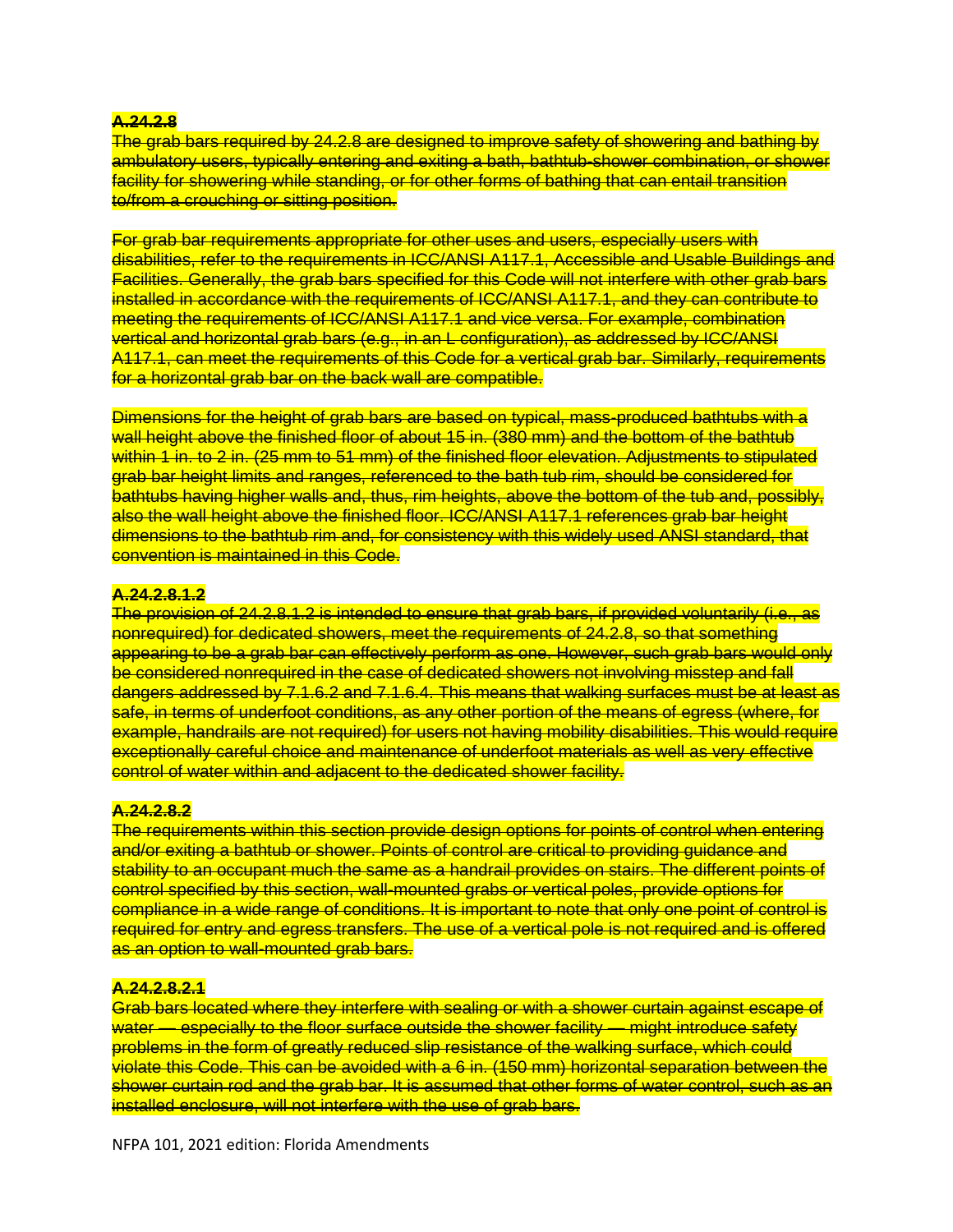~~**A.24.2.8**~~

~~The grab bars required by 24.2.8 are designed to improve safety of showering and bathing by ambulatory users, typically entering and exiting a bath, bathtub-shower combination, or shower facility for showering while standing, or for other forms of bathing that can entail transition to/from a crouching or sitting position.~~

~~For grab bar requirements appropriate for other uses and users, especially users with disabilities, refer to the requirements in ICC/ANSI A117.1, Accessible and Usable Buildings and Facilities. Generally, the grab bars specified for this Code will not interfere with other grab bars installed in accordance with the requirements of ICC/ANSI A117.1, and they can contribute to meeting the requirements of ICC/ANSI A117.1 and vice versa. For example, combination vertical and horizontal grab bars (e.g., in an L configuration), as addressed by ICC/ANSI A117.1, can meet the requirements of this Code for a vertical grab bar. Similarly, requirements for a horizontal grab bar on the back wall are compatible.~~

~~Dimensions for the height of grab bars are based on typical, mass-produced bathtubs with a wall height above the finished floor of about 15 in. (380 mm) and the bottom of the bathtub within 1 in. to 2 in. (25 mm to 51 mm) of the finished floor elevation. Adjustments to stipulated grab bar height limits and ranges, referenced to the bath tub rim, should be considered for bathtubs having higher walls and, thus, rim heights, above the bottom of the tub and, possibly, also the wall height above the finished floor. ICC/ANSI A117.1 references grab bar height dimensions to the bathtub rim and, for consistency with this widely used ANSI standard, that convention is maintained in this Code.~~

~~**A.24.2.8.1.2**~~

~~The provision of 24.2.8.1.2 is intended to ensure that grab bars, if provided voluntarily (i.e., as nonrequired) for dedicated showers, meet the requirements of 24.2.8, so that something appearing to be a grab bar can effectively perform as one. However, such grab bars would only be considered nonrequired in the case of dedicated showers not involving misstep and fall dangers addressed by 7.1.6.2 and 7.1.6.4. This means that walking surfaces must be at least as safe, in terms of underfoot conditions, as any other portion of the means of egress (where, for example, handrails are not required) for users not having mobility disabilities. This would require exceptionally careful choice and maintenance of underfoot materials as well as very effective control of water within and adjacent to the dedicated shower facility.~~

~~**A.24.2.8.2**~~

~~The requirements within this section provide design options for points of control when entering and/or exiting a bathtub or shower. Points of control are critical to providing guidance and stability to an occupant much the same as a handrail provides on stairs. The different points of control specified by this section, wall-mounted grabs or vertical poles, provide options for compliance in a wide range of conditions. It is important to note that only one point of control is required for entry and egress transfers. The use of a vertical pole is not required and is offered as an option to wall-mounted grab bars.~~

~~**A.24.2.8.2.1**~~

~~Grab bars located where they interfere with sealing or with a shower curtain against escape of water — especially to the floor surface outside the shower facility — might introduce safety problems in the form of greatly reduced slip resistance of the walking surface, which could violate this Code. This can be avoided with a 6 in. (150 mm) horizontal separation between the shower curtain rod and the grab bar. It is assumed that other forms of water control, such as an installed enclosure, will not interfere with the use of grab bars.~~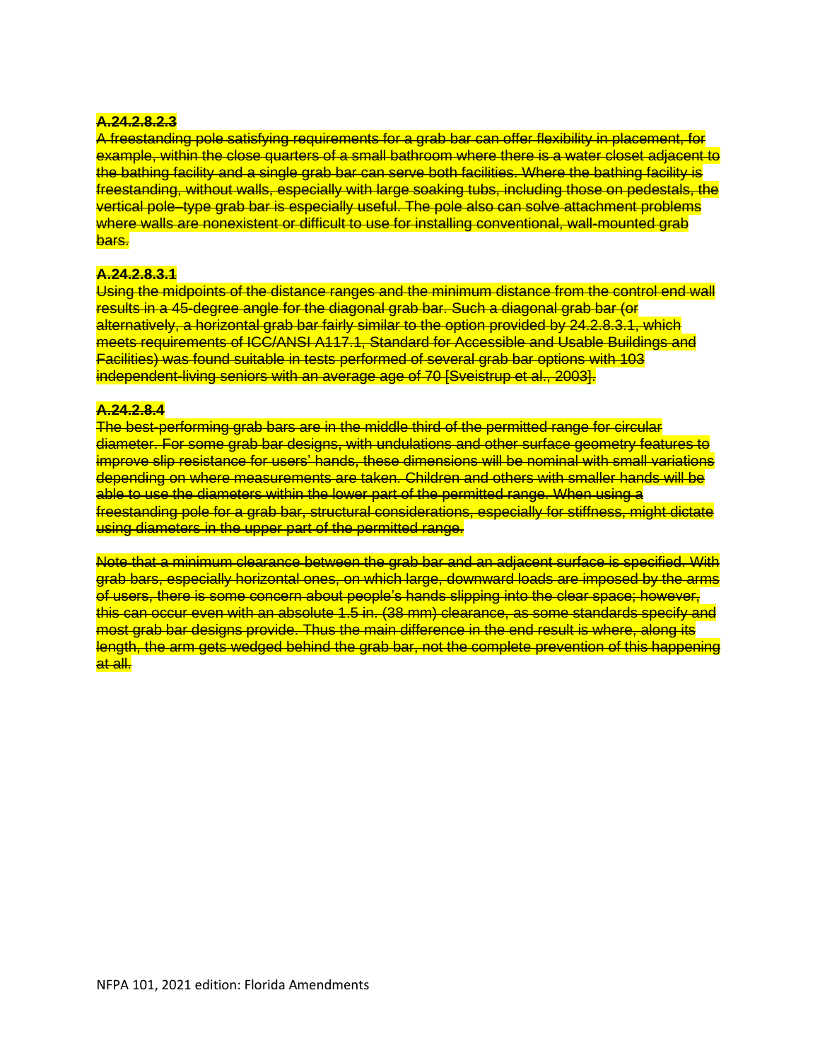~~**A.24.2.8.2.3**~~

~~A freestanding pole satisfying requirements for a grab bar can offer flexibility in placement, for example, within the close quarters of a small bathroom where there is a water closet adjacent to the bathing facility and a single grab bar can serve both facilities. Where the bathing facility is freestanding, without walls, especially with large soaking tubs, including those on pedestals, the vertical pole–type grab bar is especially useful. The pole also can solve attachment problems where walls are nonexistent or difficult to use for installing conventional, wall-mounted grab bars.~~

~~**A.24.2.8.3.1**~~

~~Using the midpoints of the distance ranges and the minimum distance from the control end wall results in a 45-degree angle for the diagonal grab bar. Such a diagonal grab bar (or alternatively, a horizontal grab bar fairly similar to the option provided by 24.2.8.3.1, which meets requirements of ICC/ANSI A117.1, Standard for Accessible and Usable Buildings and Facilities) was found suitable in tests performed of several grab bar options with 103 independent-living seniors with an average age of 70 [Sveistrup et al., 2003].~~

~~**A.24.2.8.4**~~

~~The best-performing grab bars are in the middle third of the permitted range for circular diameter. For some grab bar designs, with undulations and other surface geometry features to improve slip resistance for users' hands, these dimensions will be nominal with small variations depending on where measurements are taken. Children and others with smaller hands will be able to use the diameters within the lower part of the permitted range. When using a freestanding pole for a grab bar, structural considerations, especially for stiffness, might dictate using diameters in the upper part of the permitted range.~~

~~Note that a minimum clearance between the grab bar and an adjacent surface is specified. With grab bars, especially horizontal ones, on which large, downward loads are imposed by the arms of users, there is some concern about people's hands slipping into the clear space; however, this can occur even with an absolute 1.5 in. (38 mm) clearance, as some standards specify and most grab bar designs provide. Thus the main difference in the end result is where, along its length, the arm gets wedged behind the grab bar, not the complete prevention of this happening at all.~~